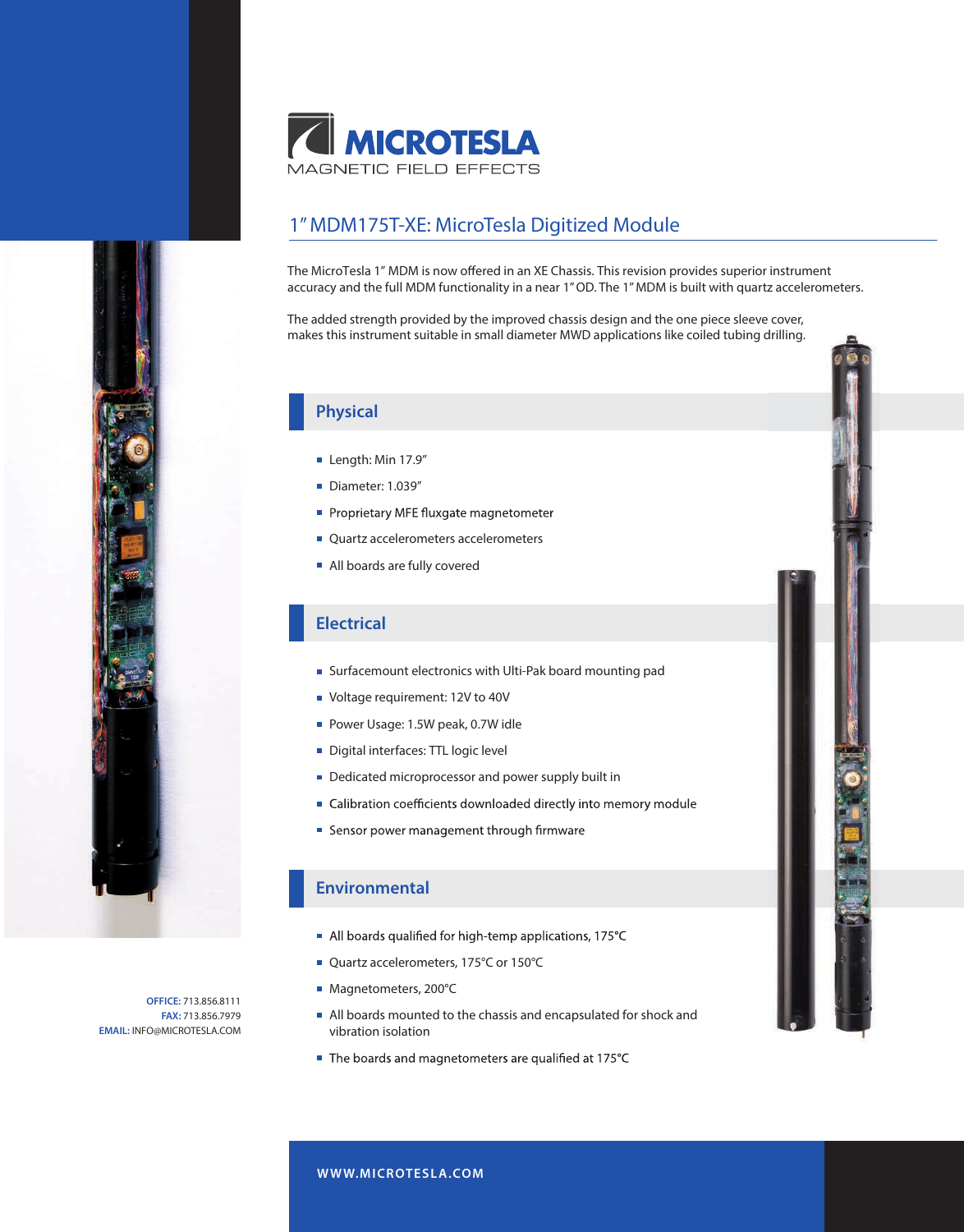# MICROTESLA

MAGNETIC FIELD EFFECTS

## 1" MDM175T-XE: MicroTesla Digitized Module

The MicroTesla 1" MDM is now offered in an XE Chassis. This revision provides superior instrument accuracy and the full MDM functionality in a near 1" OD. The 1" MDM is built with quartz accelerometers.

The added strength provided by the improved chassis design and the one piece sleeve cover, makes this instrument suitable in small diameter MWD applications like coiled tubing drilling.

### Physical

- Length: Min 17.9"
- Diameter: 1.039"
- Proprietary MFE fluxgate magnetometer
- Quartz accelerometers accelerometers
- All boards are fully covered

### Electrical

- Surfacemount electronics with Ulti-Pak board mounting pad
- Voltage requirement: 12V to 40V
- Power Usage: 1.5W peak, 0.7W idle
- Digital interfaces: TTL logic level
- Dedicated microprocessor and power supply built in
- Calibration coefficients downloaded directly into memory module
- Sensor power management through firmware

### Environmental

- All boards qualified for high-temp applications, 175°C
- Quartz accelerometers, 175°C or 150°C
- Magnetometers, 200°C
- All boards mounted to the chassis and encapsulated for shock and vibration isolation
- The boards and magnetometers are qualified at 175°C

**OFFICE:** 713.856.8111
**FAX:** 713.856.7979
**EMAIL:** INFO@MICROTESLA.COM

**WWW.MICROTESLA.COM**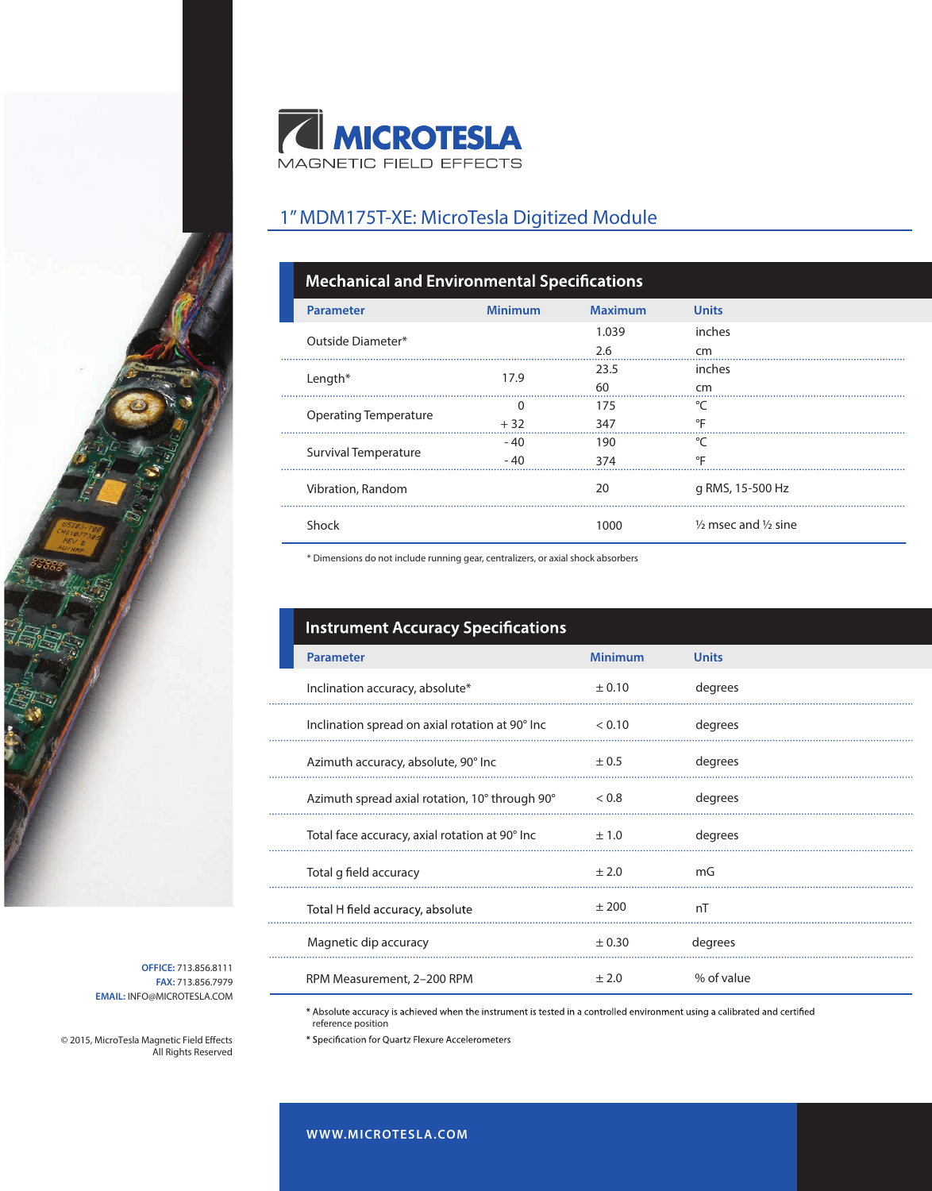# MICROTESLA

MAGNETIC FIELD EFFECTS

## 1" MDM175T-XE: MicroTesla Digitized Module

### Mechanical and Environmental Specifications

| Parameter | Minimum | Maximum | Units |
|---|---|---|---|
| Outside Diameter* | | 1.039 | inches |
| | | 2.6 | cm |
| Length* | 17.9 | 23.5 | inches |
| | | 60 | cm |
| Operating Temperature | 0 | 175 | °C |
| | + 32 | 347 | °F |
| Survival Temperature | - 40 | 190 | °C |
| | - 40 | 374 | °F |
| Vibration, Random | | 20 | g RMS, 15-500 Hz |
| Shock | | 1000 | ½ msec and ½ sine |

* Dimensions do not include running gear, centralizers, or axial shock absorbers

### Instrument Accuracy Specifications

| Parameter | Minimum | Units |
|---|---|---|
| Inclination accuracy, absolute* | ± 0.10 | degrees |
| Inclination spread on axial rotation at 90° Inc | < 0.10 | degrees |
| Azimuth accuracy, absolute, 90° Inc | ± 0.5 | degrees |
| Azimuth spread axial rotation, 10° through 90° | < 0.8 | degrees |
| Total face accuracy, axial rotation at 90° Inc | ± 1.0 | degrees |
| Total g field accuracy | ± 2.0 | mG |
| Total H field accuracy, absolute | ± 200 | nT |
| Magnetic dip accuracy | ± 0.30 | degrees |
| RPM Measurement, 2–200 RPM | ± 2.0 | % of value |

* Absolute accuracy is achieved when the instrument is tested in a controlled environment using a calibrated and certified reference position

* Specification for Quartz Flexure Accelerometers

**OFFICE:** 713.856.8111
**FAX:** 713.856.7979
**EMAIL:** INFO@MICROTESLA.COM

© 2015, MicroTesla Magnetic Field Effects
All Rights Reserved

**WWW.MICROTESLA.COM**